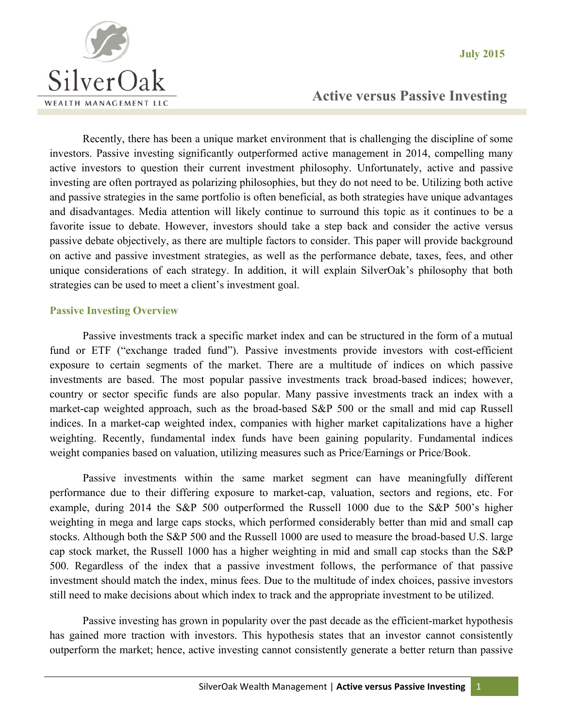SilverOak WEALTH MANAGEMENT LLC

July 2015

# Active versus Passive Investing

Recently, there has been a unique market environment that is challenging the discipline of some investors. Passive investing significantly outperformed active management in 2014, compelling many active investors to question their current investment philosophy. Unfortunately, active and passive investing are often portrayed as polarizing philosophies, but they do not need to be. Utilizing both active and passive strategies in the same portfolio is often beneficial, as both strategies have unique advantages and disadvantages. Media attention will likely continue to surround this topic as it continues to be a favorite issue to debate. However, investors should take a step back and consider the active versus passive debate objectively, as there are multiple factors to consider. This paper will provide background on active and passive investment strategies, as well as the performance debate, taxes, fees, and other unique considerations of each strategy. In addition, it will explain SilverOak's philosophy that both strategies can be used to meet a client's investment goal.

## Passive Investing Overview

Passive investments track a specific market index and can be structured in the form of a mutual fund or ETF ("exchange traded fund"). Passive investments provide investors with cost-efficient exposure to certain segments of the market. There are a multitude of indices on which passive investments are based. The most popular passive investments track broad-based indices; however, country or sector specific funds are also popular. Many passive investments track an index with a market-cap weighted approach, such as the broad-based S&P 500 or the small and mid cap Russell indices. In a market-cap weighted index, companies with higher market capitalizations have a higher weighting. Recently, fundamental index funds have been gaining popularity. Fundamental indices weight companies based on valuation, utilizing measures such as Price/Earnings or Price/Book.

Passive investments within the same market segment can have meaningfully different performance due to their differing exposure to market-cap, valuation, sectors and regions, etc. For example, during 2014 the S&P 500 outperformed the Russell 1000 due to the S&P 500's higher weighting in mega and large caps stocks, which performed considerably better than mid and small cap stocks. Although both the S&P 500 and the Russell 1000 are used to measure the broad-based U.S. large cap stock market, the Russell 1000 has a higher weighting in mid and small cap stocks than the S&P 500. Regardless of the index that a passive investment follows, the performance of that passive investment should match the index, minus fees. Due to the multitude of index choices, passive investors still need to make decisions about which index to track and the appropriate investment to be utilized.

Passive investing has grown in popularity over the past decade as the efficient-market hypothesis has gained more traction with investors. This hypothesis states that an investor cannot consistently outperform the market; hence, active investing cannot consistently generate a better return than passive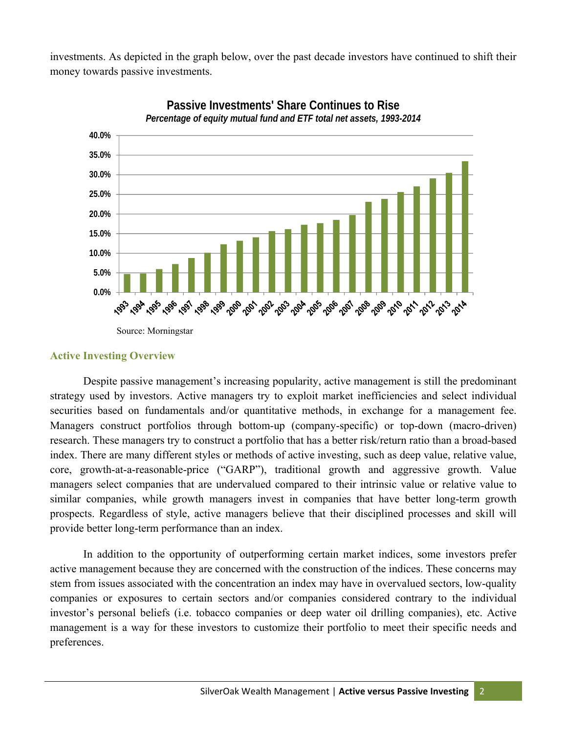investments. As depicted in the graph below, over the past decade investors have continued to shift their money towards passive investments.

**Passive Investments' Share Continues to Rise**

*Percentage of equity mutual fund and ETF total net assets, 1993-2014*

Source: Morningstar

## Active Investing Overview

Despite passive management's increasing popularity, active management is still the predominant strategy used by investors. Active managers try to exploit market inefficiencies and select individual securities based on fundamentals and/or quantitative methods, in exchange for a management fee. Managers construct portfolios through bottom-up (company-specific) or top-down (macro-driven) research. These managers try to construct a portfolio that has a better risk/return ratio than a broad-based index. There are many different styles or methods of active investing, such as deep value, relative value, core, growth-at-a-reasonable-price ("GARP"), traditional growth and aggressive growth. Value managers select companies that are undervalued compared to their intrinsic value or relative value to similar companies, while growth managers invest in companies that have better long-term growth prospects. Regardless of style, active managers believe that their disciplined processes and skill will provide better long-term performance than an index.

In addition to the opportunity of outperforming certain market indices, some investors prefer active management because they are concerned with the construction of the indices. These concerns may stem from issues associated with the concentration an index may have in overvalued sectors, low-quality companies or exposures to certain sectors and/or companies considered contrary to the individual investor's personal beliefs (i.e. tobacco companies or deep water oil drilling companies), etc. Active management is a way for these investors to customize their portfolio to meet their specific needs and preferences.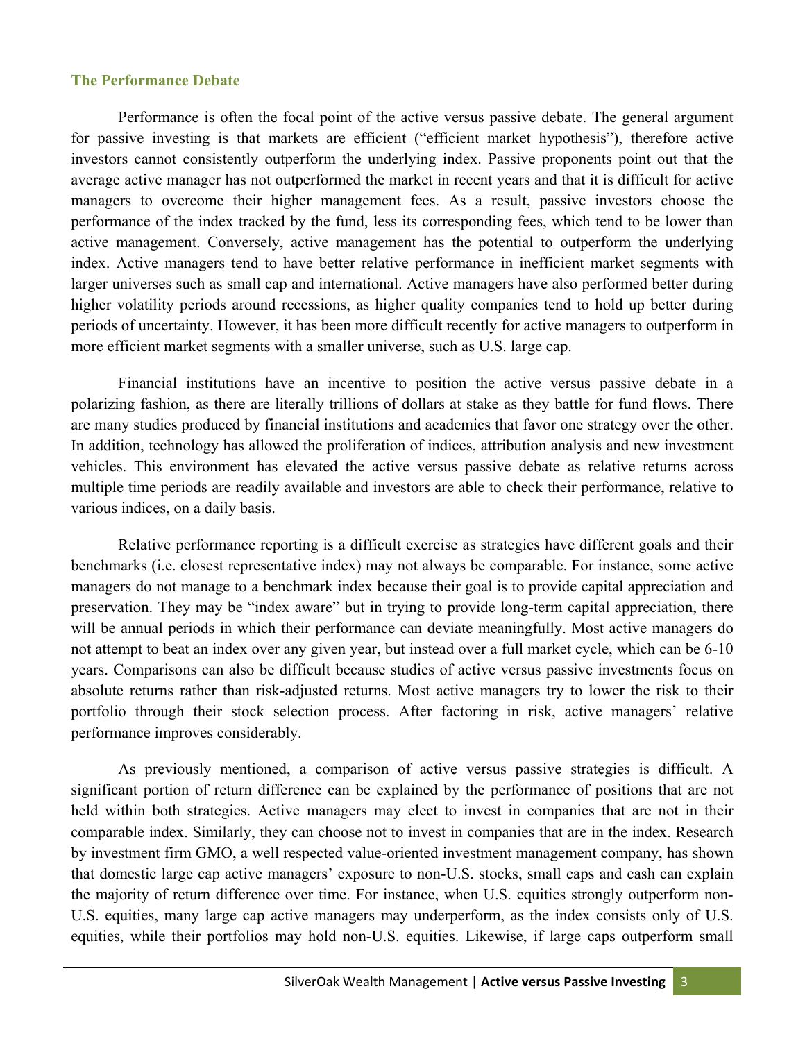## The Performance Debate

Performance is often the focal point of the active versus passive debate. The general argument for passive investing is that markets are efficient ("efficient market hypothesis"), therefore active investors cannot consistently outperform the underlying index. Passive proponents point out that the average active manager has not outperformed the market in recent years and that it is difficult for active managers to overcome their higher management fees. As a result, passive investors choose the performance of the index tracked by the fund, less its corresponding fees, which tend to be lower than active management. Conversely, active management has the potential to outperform the underlying index. Active managers tend to have better relative performance in inefficient market segments with larger universes such as small cap and international. Active managers have also performed better during higher volatility periods around recessions, as higher quality companies tend to hold up better during periods of uncertainty. However, it has been more difficult recently for active managers to outperform in more efficient market segments with a smaller universe, such as U.S. large cap.

Financial institutions have an incentive to position the active versus passive debate in a polarizing fashion, as there are literally trillions of dollars at stake as they battle for fund flows. There are many studies produced by financial institutions and academics that favor one strategy over the other. In addition, technology has allowed the proliferation of indices, attribution analysis and new investment vehicles. This environment has elevated the active versus passive debate as relative returns across multiple time periods are readily available and investors are able to check their performance, relative to various indices, on a daily basis.

Relative performance reporting is a difficult exercise as strategies have different goals and their benchmarks (i.e. closest representative index) may not always be comparable. For instance, some active managers do not manage to a benchmark index because their goal is to provide capital appreciation and preservation. They may be "index aware" but in trying to provide long-term capital appreciation, there will be annual periods in which their performance can deviate meaningfully. Most active managers do not attempt to beat an index over any given year, but instead over a full market cycle, which can be 6-10 years. Comparisons can also be difficult because studies of active versus passive investments focus on absolute returns rather than risk-adjusted returns. Most active managers try to lower the risk to their portfolio through their stock selection process. After factoring in risk, active managers' relative performance improves considerably.

As previously mentioned, a comparison of active versus passive strategies is difficult. A significant portion of return difference can be explained by the performance of positions that are not held within both strategies. Active managers may elect to invest in companies that are not in their comparable index. Similarly, they can choose not to invest in companies that are in the index. Research by investment firm GMO, a well respected value-oriented investment management company, has shown that domestic large cap active managers' exposure to non-U.S. stocks, small caps and cash can explain the majority of return difference over time. For instance, when U.S. equities strongly outperform non-U.S. equities, many large cap active managers may underperform, as the index consists only of U.S. equities, while their portfolios may hold non-U.S. equities. Likewise, if large caps outperform small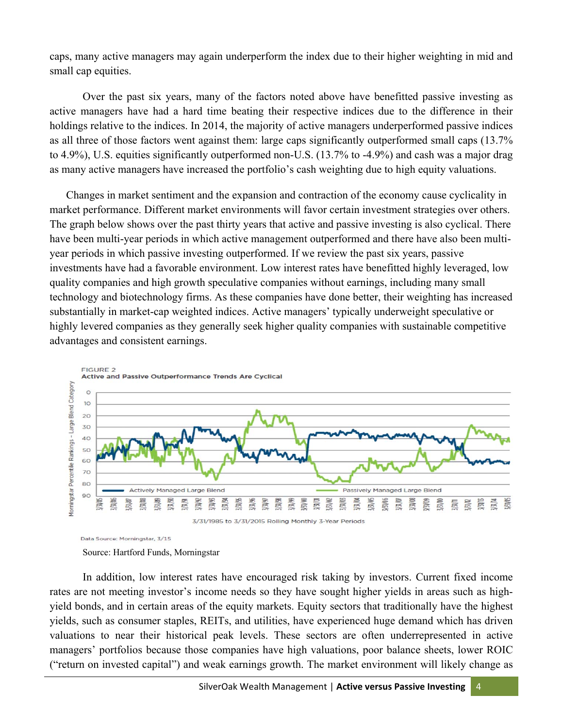caps, many active managers may again underperform the index due to their higher weighting in mid and small cap equities.

Over the past six years, many of the factors noted above have benefitted passive investing as active managers have had a hard time beating their respective indices due to the difference in their holdings relative to the indices. In 2014, the majority of active managers underperformed passive indices as all three of those factors went against them: large caps significantly outperformed small caps (13.7% to 4.9%), U.S. equities significantly outperformed non-U.S. (13.7% to -4.9%) and cash was a major drag as many active managers have increased the portfolio's cash weighting due to high equity valuations.

Changes in market sentiment and the expansion and contraction of the economy cause cyclicality in market performance. Different market environments will favor certain investment strategies over others. The graph below shows over the past thirty years that active and passive investing is also cyclical. There have been multi-year periods in which active management outperformed and there have also been multi-year periods in which passive investing outperformed. If we review the past six years, passive investments have had a favorable environment. Low interest rates have benefitted highly leveraged, low quality companies and high growth speculative companies without earnings, including many small technology and biotechnology firms. As these companies have done better, their weighting has increased substantially in market-cap weighted indices. Active managers' typically underweight speculative or highly levered companies as they generally seek higher quality companies with sustainable competitive advantages and consistent earnings.

FIGURE 2
Active and Passive Outperformance Trends Are Cyclical

Data Source: Morningstar, 3/15

Source: Hartford Funds, Morningstar

In addition, low interest rates have encouraged risk taking by investors. Current fixed income rates are not meeting investor's income needs so they have sought higher yields in areas such as high-yield bonds, and in certain areas of the equity markets. Equity sectors that traditionally have the highest yields, such as consumer staples, REITs, and utilities, have experienced huge demand which has driven valuations to near their historical peak levels. These sectors are often underrepresented in active managers' portfolios because those companies have high valuations, poor balance sheets, lower ROIC ("return on invested capital") and weak earnings growth. The market environment will likely change as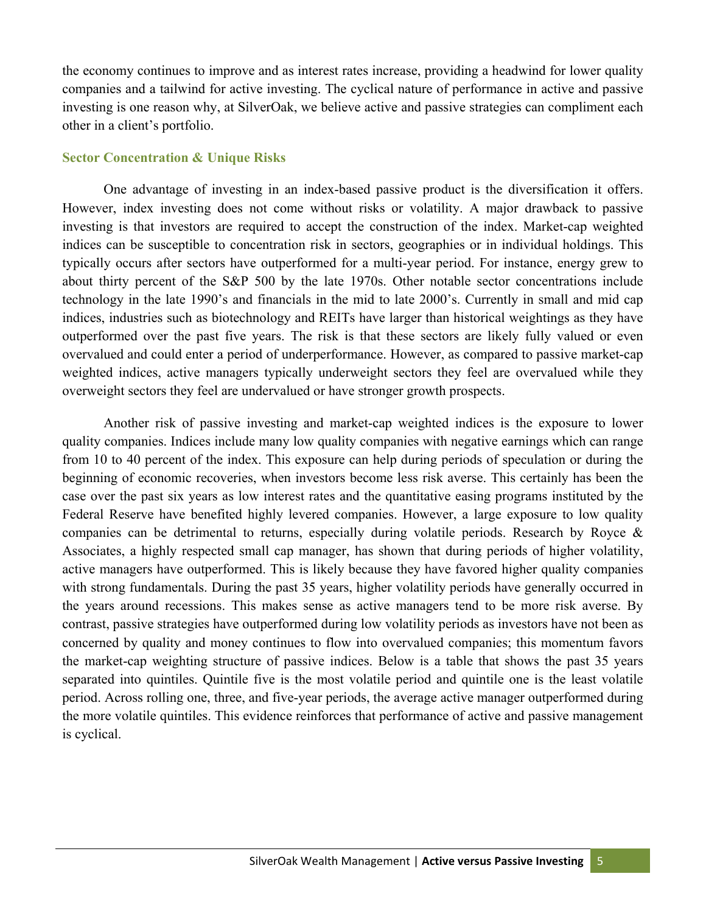the economy continues to improve and as interest rates increase, providing a headwind for lower quality companies and a tailwind for active investing. The cyclical nature of performance in active and passive investing is one reason why, at SilverOak, we believe active and passive strategies can compliment each other in a client's portfolio.

### Sector Concentration & Unique Risks

One advantage of investing in an index-based passive product is the diversification it offers. However, index investing does not come without risks or volatility. A major drawback to passive investing is that investors are required to accept the construction of the index. Market-cap weighted indices can be susceptible to concentration risk in sectors, geographies or in individual holdings. This typically occurs after sectors have outperformed for a multi-year period. For instance, energy grew to about thirty percent of the S&P 500 by the late 1970s. Other notable sector concentrations include technology in the late 1990's and financials in the mid to late 2000's. Currently in small and mid cap indices, industries such as biotechnology and REITs have larger than historical weightings as they have outperformed over the past five years. The risk is that these sectors are likely fully valued or even overvalued and could enter a period of underperformance. However, as compared to passive market-cap weighted indices, active managers typically underweight sectors they feel are overvalued while they overweight sectors they feel are undervalued or have stronger growth prospects.

Another risk of passive investing and market-cap weighted indices is the exposure to lower quality companies. Indices include many low quality companies with negative earnings which can range from 10 to 40 percent of the index. This exposure can help during periods of speculation or during the beginning of economic recoveries, when investors become less risk averse. This certainly has been the case over the past six years as low interest rates and the quantitative easing programs instituted by the Federal Reserve have benefited highly levered companies. However, a large exposure to low quality companies can be detrimental to returns, especially during volatile periods. Research by Royce & Associates, a highly respected small cap manager, has shown that during periods of higher volatility, active managers have outperformed. This is likely because they have favored higher quality companies with strong fundamentals. During the past 35 years, higher volatility periods have generally occurred in the years around recessions. This makes sense as active managers tend to be more risk averse. By contrast, passive strategies have outperformed during low volatility periods as investors have not been as concerned by quality and money continues to flow into overvalued companies; this momentum favors the market-cap weighting structure of passive indices. Below is a table that shows the past 35 years separated into quintiles. Quintile five is the most volatile period and quintile one is the least volatile period. Across rolling one, three, and five-year periods, the average active manager outperformed during the more volatile quintiles. This evidence reinforces that performance of active and passive management is cyclical.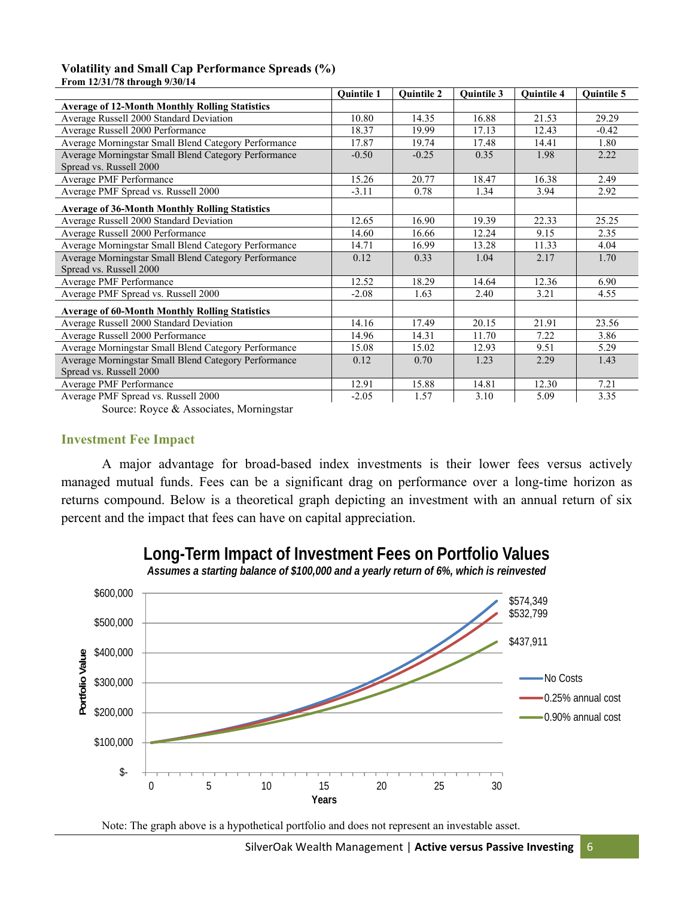**Volatility and Small Cap Performance Spreads (%)**
**From 12/31/78 through 9/30/14**

| | Quintile 1 | Quintile 2 | Quintile 3 | Quintile 4 | Quintile 5 |
|---|---|---|---|---|---|
| **Average of 12-Month Monthly Rolling Statistics** | | | | | |
| Average Russell 2000 Standard Deviation | 10.80 | 14.35 | 16.88 | 21.53 | 29.29 |
| Average Russell 2000 Performance | 18.37 | 19.99 | 17.13 | 12.43 | -0.42 |
| Average Morningstar Small Blend Category Performance | 17.87 | 19.74 | 17.48 | 14.41 | 1.80 |
| Average Morningstar Small Blend Category Performance Spread vs. Russell 2000 | -0.50 | -0.25 | 0.35 | 1.98 | 2.22 |
| Average PMF Performance | 15.26 | 20.77 | 18.47 | 16.38 | 2.49 |
| Average PMF Spread vs. Russell 2000 | -3.11 | 0.78 | 1.34 | 3.94 | 2.92 |
| **Average of 36-Month Monthly Rolling Statistics** | | | | | |
| Average Russell 2000 Standard Deviation | 12.65 | 16.90 | 19.39 | 22.33 | 25.25 |
| Average Russell 2000 Performance | 14.60 | 16.66 | 12.24 | 9.15 | 2.35 |
| Average Morningstar Small Blend Category Performance | 14.71 | 16.99 | 13.28 | 11.33 | 4.04 |
| Average Morningstar Small Blend Category Performance Spread vs. Russell 2000 | 0.12 | 0.33 | 1.04 | 2.17 | 1.70 |
| Average PMF Performance | 12.52 | 18.29 | 14.64 | 12.36 | 6.90 |
| Average PMF Spread vs. Russell 2000 | -2.08 | 1.63 | 2.40 | 3.21 | 4.55 |
| **Average of 60-Month Monthly Rolling Statistics** | | | | | |
| Average Russell 2000 Standard Deviation | 14.16 | 17.49 | 20.15 | 21.91 | 23.56 |
| Average Russell 2000 Performance | 14.96 | 14.31 | 11.70 | 7.22 | 3.86 |
| Average Morningstar Small Blend Category Performance | 15.08 | 15.02 | 12.93 | 9.51 | 5.29 |
| Average Morningstar Small Blend Category Performance Spread vs. Russell 2000 | 0.12 | 0.70 | 1.23 | 2.29 | 1.43 |
| Average PMF Performance | 12.91 | 15.88 | 14.81 | 12.30 | 7.21 |
| Average PMF Spread vs. Russell 2000 | -2.05 | 1.57 | 3.10 | 5.09 | 3.35 |

Source: Royce & Associates, Morningstar

## Investment Fee Impact

A major advantage for broad-based index investments is their lower fees versus actively managed mutual funds. Fees can be a significant drag on performance over a long-time horizon as returns compound. Below is a theoretical graph depicting an investment with an annual return of six percent and the impact that fees can have on capital appreciation.

**Long-Term Impact of Investment Fees on Portfolio Values**

*Assumes a starting balance of $100,000 and a yearly return of 6%, which is reinvested*

Final values at year 30: No Costs $574,349; 0.25% annual cost $532,799; 0.90% annual cost $437,911

Note: The graph above is a hypothetical portfolio and does not represent an investable asset.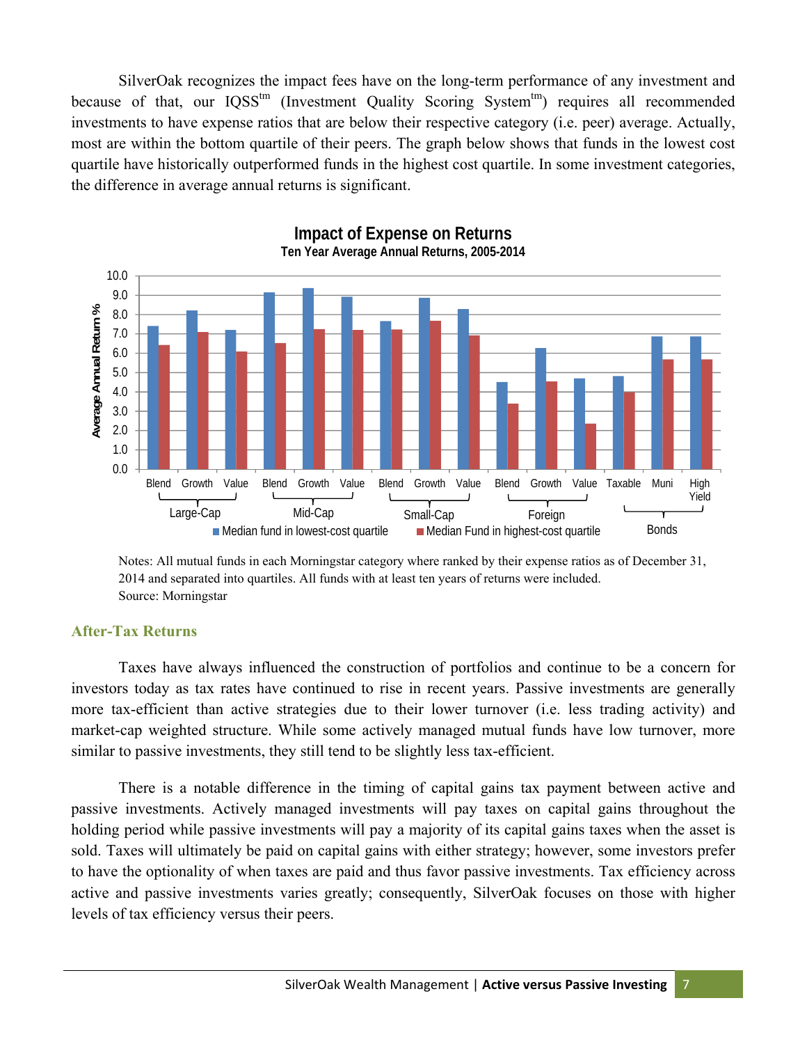SilverOak recognizes the impact fees have on the long-term performance of any investment and because of that, our IQSS™ (Investment Quality Scoring System™) requires all recommended investments to have expense ratios that are below their respective category (i.e. peer) average. Actually, most are within the bottom quartile of their peers. The graph below shows that funds in the lowest cost quartile have historically outperformed funds in the highest cost quartile. In some investment categories, the difference in average annual returns is significant.

**Impact of Expense on Returns**

**Ten Year Average Annual Returns, 2005-2014**

Notes: All mutual funds in each Morningstar category where ranked by their expense ratios as of December 31, 2014 and separated into quartiles. All funds with at least ten years of returns were included.
Source: Morningstar

## After-Tax Returns

Taxes have always influenced the construction of portfolios and continue to be a concern for investors today as tax rates have continued to rise in recent years. Passive investments are generally more tax-efficient than active strategies due to their lower turnover (i.e. less trading activity) and market-cap weighted structure. While some actively managed mutual funds have low turnover, more similar to passive investments, they still tend to be slightly less tax-efficient.

There is a notable difference in the timing of capital gains tax payment between active and passive investments. Actively managed investments will pay taxes on capital gains throughout the holding period while passive investments will pay a majority of its capital gains taxes when the asset is sold. Taxes will ultimately be paid on capital gains with either strategy; however, some investors prefer to have the optionality of when taxes are paid and thus favor passive investments. Tax efficiency across active and passive investments varies greatly; consequently, SilverOak focuses on those with higher levels of tax efficiency versus their peers.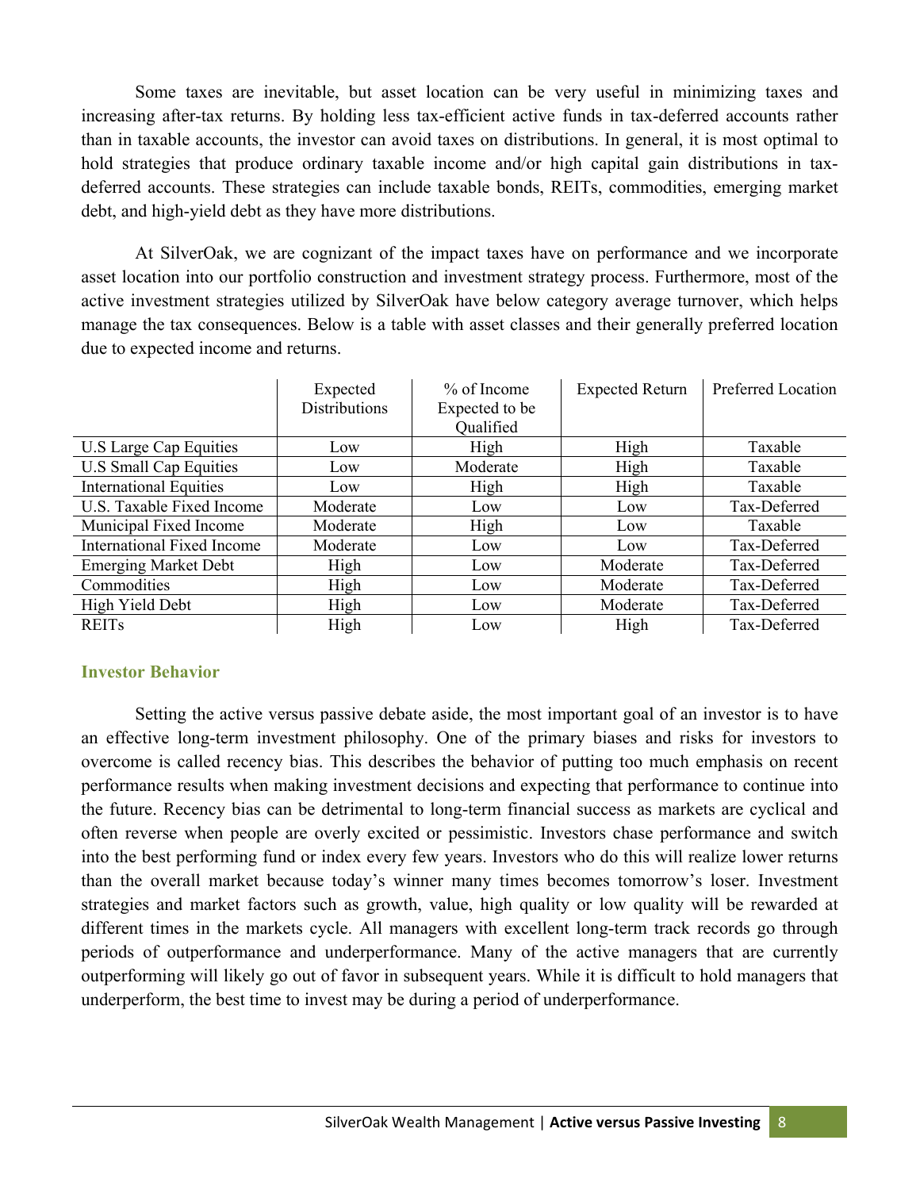Some taxes are inevitable, but asset location can be very useful in minimizing taxes and increasing after-tax returns. By holding less tax-efficient active funds in tax-deferred accounts rather than in taxable accounts, the investor can avoid taxes on distributions. In general, it is most optimal to hold strategies that produce ordinary taxable income and/or high capital gain distributions in tax-deferred accounts. These strategies can include taxable bonds, REITs, commodities, emerging market debt, and high-yield debt as they have more distributions.

At SilverOak, we are cognizant of the impact taxes have on performance and we incorporate asset location into our portfolio construction and investment strategy process. Furthermore, most of the active investment strategies utilized by SilverOak have below category average turnover, which helps manage the tax consequences. Below is a table with asset classes and their generally preferred location due to expected income and returns.

| | Expected Distributions | % of Income Expected to be Qualified | Expected Return | Preferred Location |
|---|---|---|---|---|
| U.S Large Cap Equities | Low | High | High | Taxable |
| U.S Small Cap Equities | Low | Moderate | High | Taxable |
| International Equities | Low | High | High | Taxable |
| U.S. Taxable Fixed Income | Moderate | Low | Low | Tax-Deferred |
| Municipal Fixed Income | Moderate | High | Low | Taxable |
| International Fixed Income | Moderate | Low | Low | Tax-Deferred |
| Emerging Market Debt | High | Low | Moderate | Tax-Deferred |
| Commodities | High | Low | Moderate | Tax-Deferred |
| High Yield Debt | High | Low | Moderate | Tax-Deferred |
| REITs | High | Low | High | Tax-Deferred |

### Investor Behavior

Setting the active versus passive debate aside, the most important goal of an investor is to have an effective long-term investment philosophy. One of the primary biases and risks for investors to overcome is called recency bias. This describes the behavior of putting too much emphasis on recent performance results when making investment decisions and expecting that performance to continue into the future. Recency bias can be detrimental to long-term financial success as markets are cyclical and often reverse when people are overly excited or pessimistic. Investors chase performance and switch into the best performing fund or index every few years. Investors who do this will realize lower returns than the overall market because today's winner many times becomes tomorrow's loser. Investment strategies and market factors such as growth, value, high quality or low quality will be rewarded at different times in the markets cycle. All managers with excellent long-term track records go through periods of outperformance and underperformance. Many of the active managers that are currently outperforming will likely go out of favor in subsequent years. While it is difficult to hold managers that underperform, the best time to invest may be during a period of underperformance.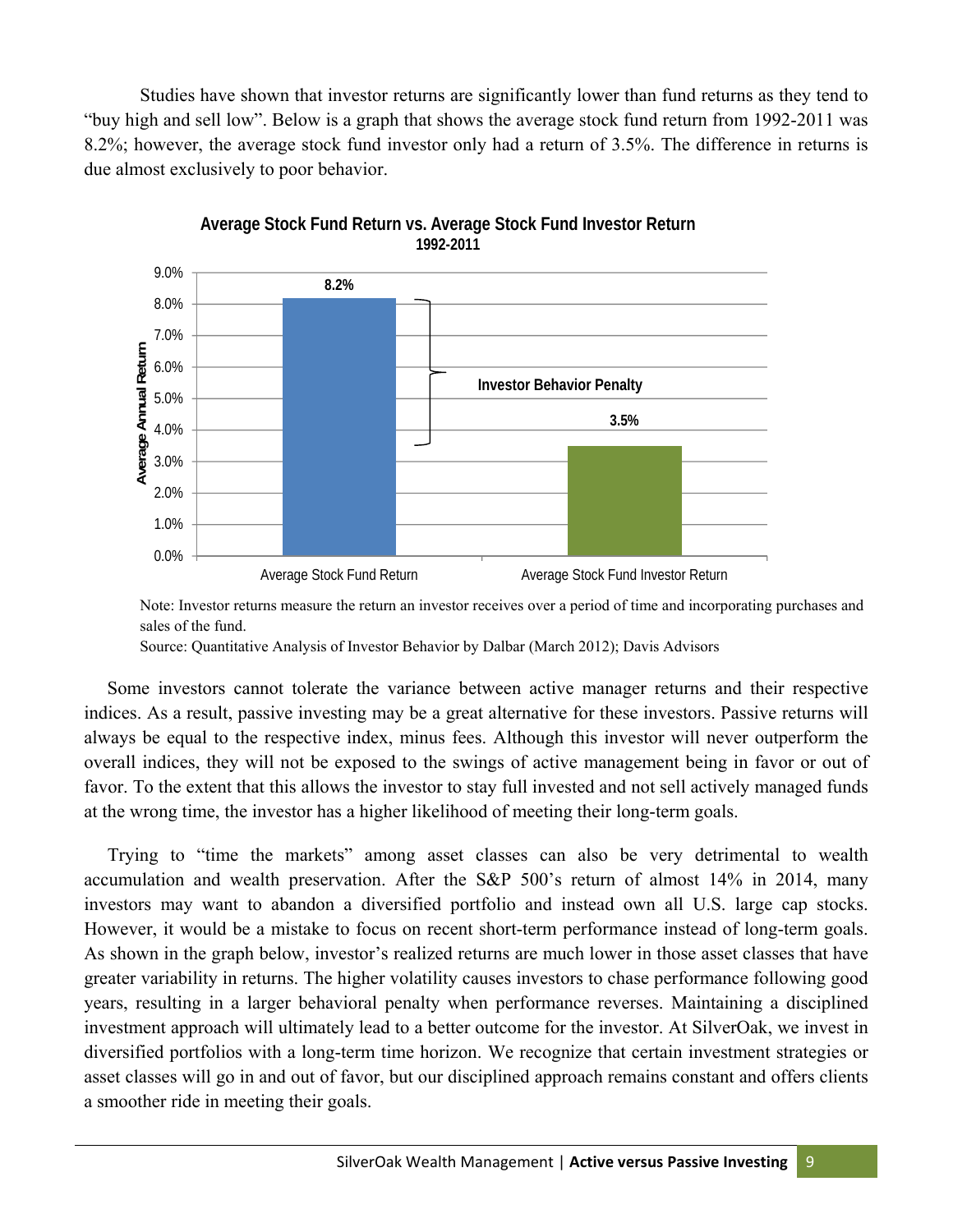Studies have shown that investor returns are significantly lower than fund returns as they tend to "buy high and sell low". Below is a graph that shows the average stock fund return from 1992-2011 was 8.2%; however, the average stock fund investor only had a return of 3.5%. The difference in returns is due almost exclusively to poor behavior.

**Average Stock Fund Return vs. Average Stock Fund Investor Return**
**1992-2011**

| | Average Annual Return |
|---|---|
| Average Stock Fund Return | 8.2% |
| Average Stock Fund Investor Return | 3.5% |

Investor Behavior Penalty

Note: Investor returns measure the return an investor receives over a period of time and incorporating purchases and sales of the fund.

Source: Quantitative Analysis of Investor Behavior by Dalbar (March 2012); Davis Advisors

Some investors cannot tolerate the variance between active manager returns and their respective indices. As a result, passive investing may be a great alternative for these investors. Passive returns will always be equal to the respective index, minus fees. Although this investor will never outperform the overall indices, they will not be exposed to the swings of active management being in favor or out of favor. To the extent that this allows the investor to stay full invested and not sell actively managed funds at the wrong time, the investor has a higher likelihood of meeting their long-term goals.

Trying to "time the markets" among asset classes can also be very detrimental to wealth accumulation and wealth preservation. After the S&P 500's return of almost 14% in 2014, many investors may want to abandon a diversified portfolio and instead own all U.S. large cap stocks. However, it would be a mistake to focus on recent short-term performance instead of long-term goals. As shown in the graph below, investor's realized returns are much lower in those asset classes that have greater variability in returns. The higher volatility causes investors to chase performance following good years, resulting in a larger behavioral penalty when performance reverses. Maintaining a disciplined investment approach will ultimately lead to a better outcome for the investor. At SilverOak, we invest in diversified portfolios with a long-term time horizon. We recognize that certain investment strategies or asset classes will go in and out of favor, but our disciplined approach remains constant and offers clients a smoother ride in meeting their goals.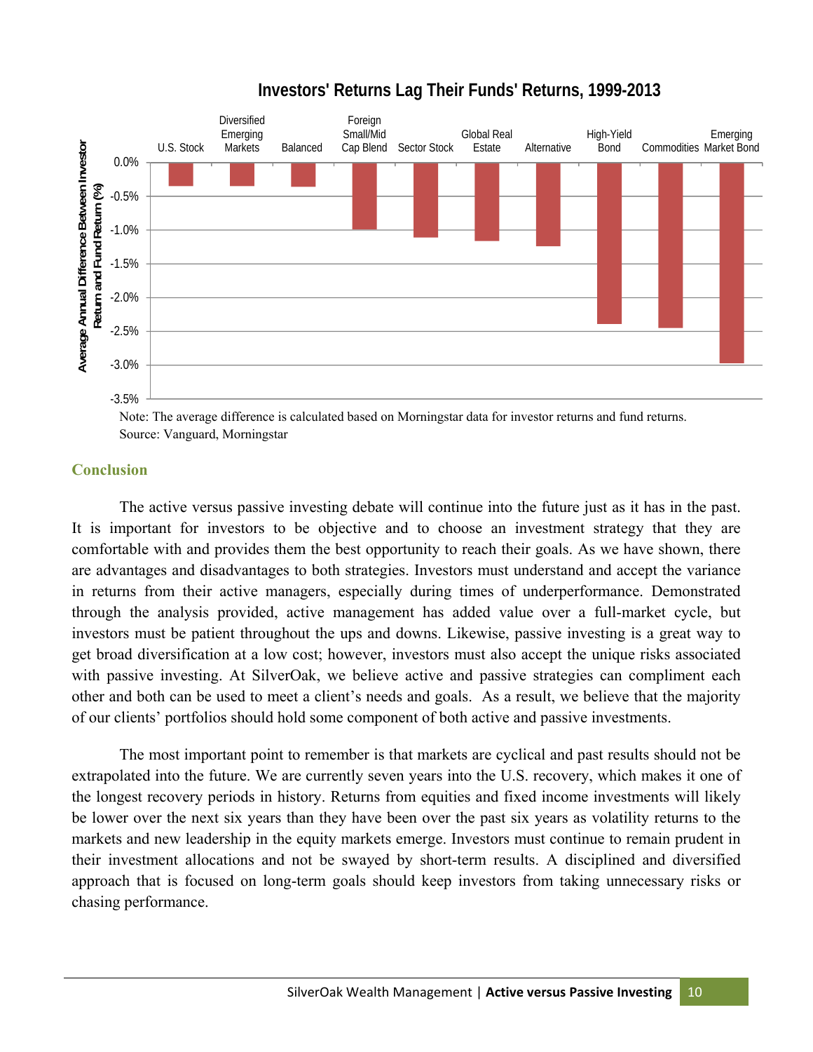**Investors' Returns Lag Their Funds' Returns, 1999-2013**

Note: The average difference is calculated based on Morningstar data for investor returns and fund returns.
Source: Vanguard, Morningstar

## Conclusion

The active versus passive investing debate will continue into the future just as it has in the past. It is important for investors to be objective and to choose an investment strategy that they are comfortable with and provides them the best opportunity to reach their goals. As we have shown, there are advantages and disadvantages to both strategies. Investors must understand and accept the variance in returns from their active managers, especially during times of underperformance. Demonstrated through the analysis provided, active management has added value over a full-market cycle, but investors must be patient throughout the ups and downs. Likewise, passive investing is a great way to get broad diversification at a low cost; however, investors must also accept the unique risks associated with passive investing. At SilverOak, we believe active and passive strategies can compliment each other and both can be used to meet a client's needs and goals. As a result, we believe that the majority of our clients' portfolios should hold some component of both active and passive investments.

The most important point to remember is that markets are cyclical and past results should not be extrapolated into the future. We are currently seven years into the U.S. recovery, which makes it one of the longest recovery periods in history. Returns from equities and fixed income investments will likely be lower over the next six years than they have been over the past six years as volatility returns to the markets and new leadership in the equity markets emerge. Investors must continue to remain prudent in their investment allocations and not be swayed by short-term results. A disciplined and diversified approach that is focused on long-term goals should keep investors from taking unnecessary risks or chasing performance.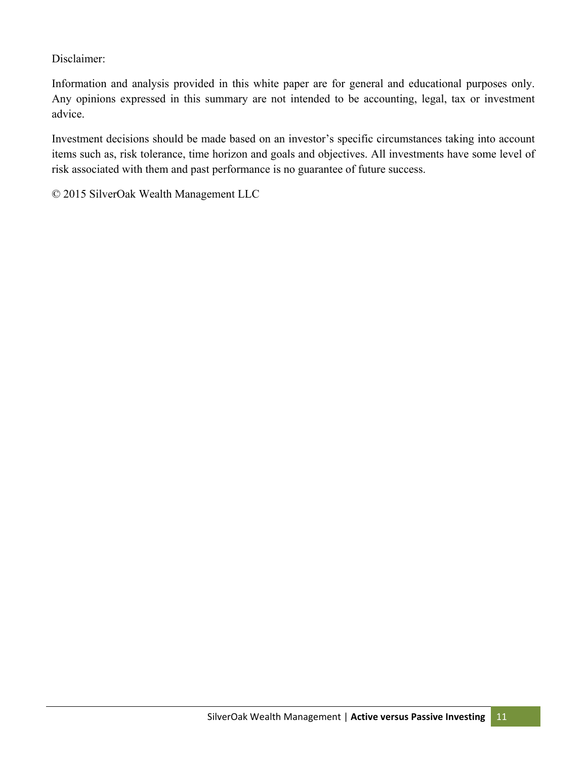Disclaimer:

Information and analysis provided in this white paper are for general and educational purposes only. Any opinions expressed in this summary are not intended to be accounting, legal, tax or investment advice.

Investment decisions should be made based on an investor's specific circumstances taking into account items such as, risk tolerance, time horizon and goals and objectives. All investments have some level of risk associated with them and past performance is no guarantee of future success.

© 2015 SilverOak Wealth Management LLC